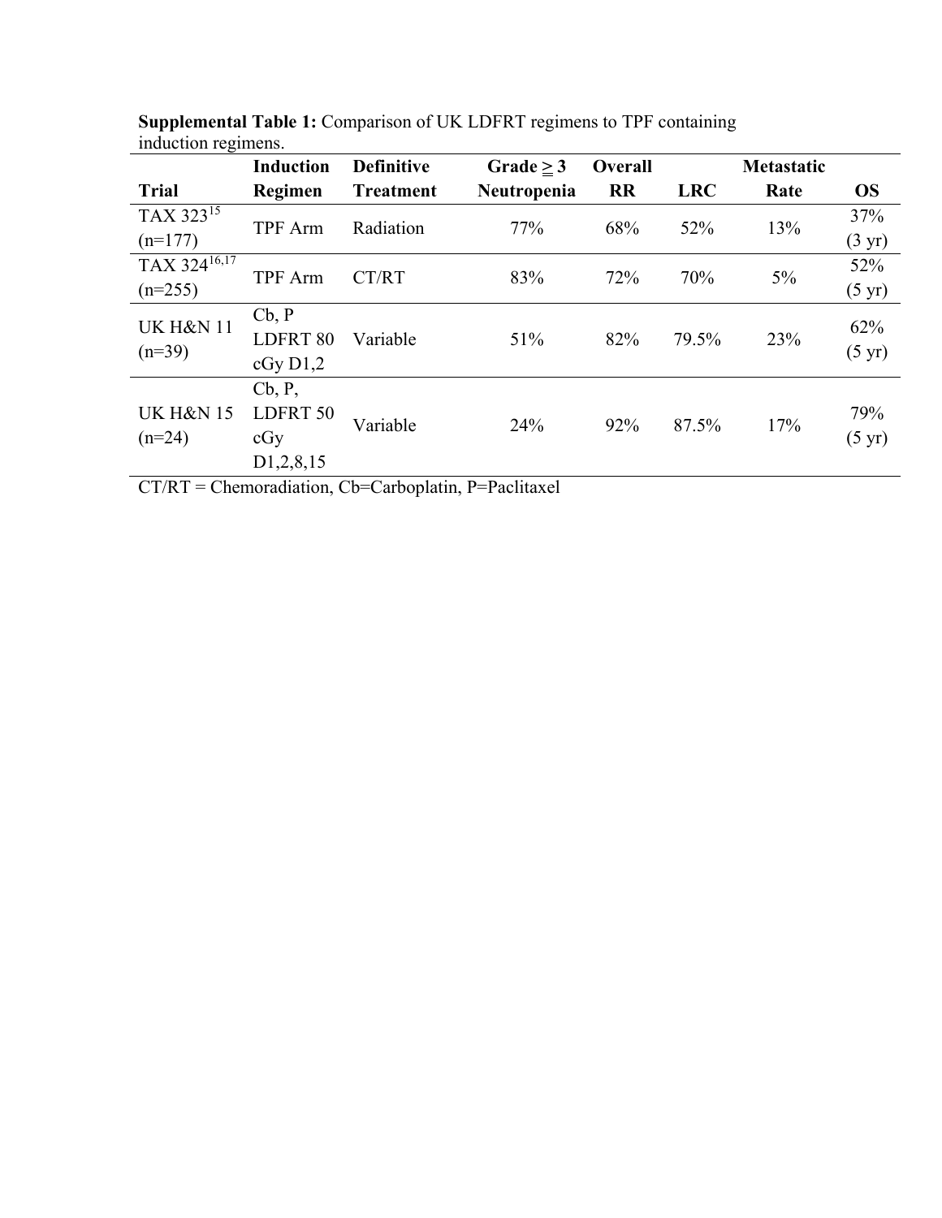**Supplemental Table 1:** Comparison of UK LDFRT regimens to TPF containing induction regimens.

| Trial | Induction Regimen | Definitive Treatment | Grade ≥ 3 Neutropenia | Overall RR | LRC | Metastatic Rate | OS |
|---|---|---|---|---|---|---|---|
| TAX 323[15] (n=177) | TPF Arm | Radiation | 77% | 68% | 52% | 13% | 37% (3 yr) |
| TAX 324[16,17] (n=255) | TPF Arm | CT/RT | 83% | 72% | 70% | 5% | 52% (5 yr) |
| UK H&N 11 (n=39) | Cb, P LDFRT 80 cGy D1,2 | Variable | 51% | 82% | 79.5% | 23% | 62% (5 yr) |
| UK H&N 15 (n=24) | Cb, P, LDFRT 50 cGy D1,2,8,15 | Variable | 24% | 92% | 87.5% | 17% | 79% (5 yr) |

CT/RT = Chemoradiation, Cb=Carboplatin, P=Paclitaxel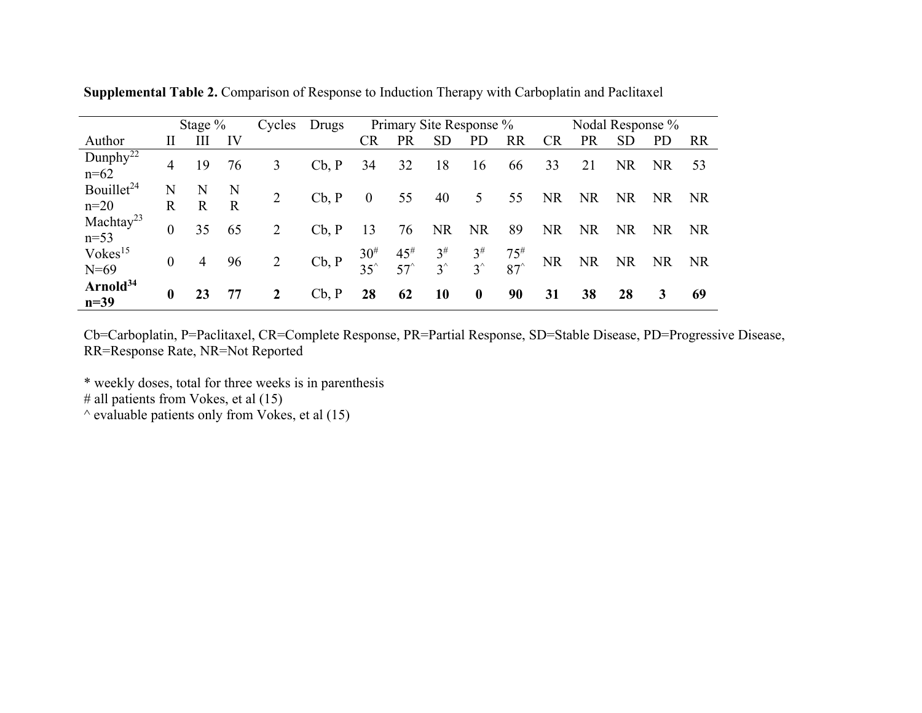**Supplemental Table 2.** Comparison of Response to Induction Therapy with Carboplatin and Paclitaxel

| | Stage % | | | Cycles | Drugs | Primary Site Response % | | | | | Nodal Response % | | | | |
|---|---|---|---|---|---|---|---|---|---|---|---|---|---|---|---|
| Author | II | III | IV | | | CR | PR | SD | PD | RR | CR | PR | SD | PD | RR |
| Dunphy[22] n=62 | 4 | 19 | 76 | 3 | Cb, P | 34 | 32 | 18 | 16 | 66 | 33 | 21 | NR | NR | 53 |
| Bouillet[24] n=20 | NR | NR | NR | 2 | Cb, P | 0 | 55 | 40 | 5 | 55 | NR | NR | NR | NR | NR |
| Machtay[23] n=53 | 0 | 35 | 65 | 2 | Cb, P | 13 | 76 | NR | NR | 89 | NR | NR | NR | NR | NR |
| Vokes[15] N=69 | 0 | 4 | 96 | 2 | Cb, P | 30# 35^ | 45# 57^ | 3# 3^ | 3# 3^ | 75# 87^ | NR | NR | NR | NR | NR |
| **Arnold[34] n=39** | **0** | **23** | **77** | **2** | Cb, P | **28** | **62** | **10** | **0** | **90** | **31** | **38** | **28** | **3** | **69** |

Cb=Carboplatin, P=Paclitaxel, CR=Complete Response, PR=Partial Response, SD=Stable Disease, PD=Progressive Disease, RR=Response Rate, NR=Not Reported

* weekly doses, total for three weeks is in parenthesis
# all patients from Vokes, et al (15)
^ evaluable patients only from Vokes, et al (15)